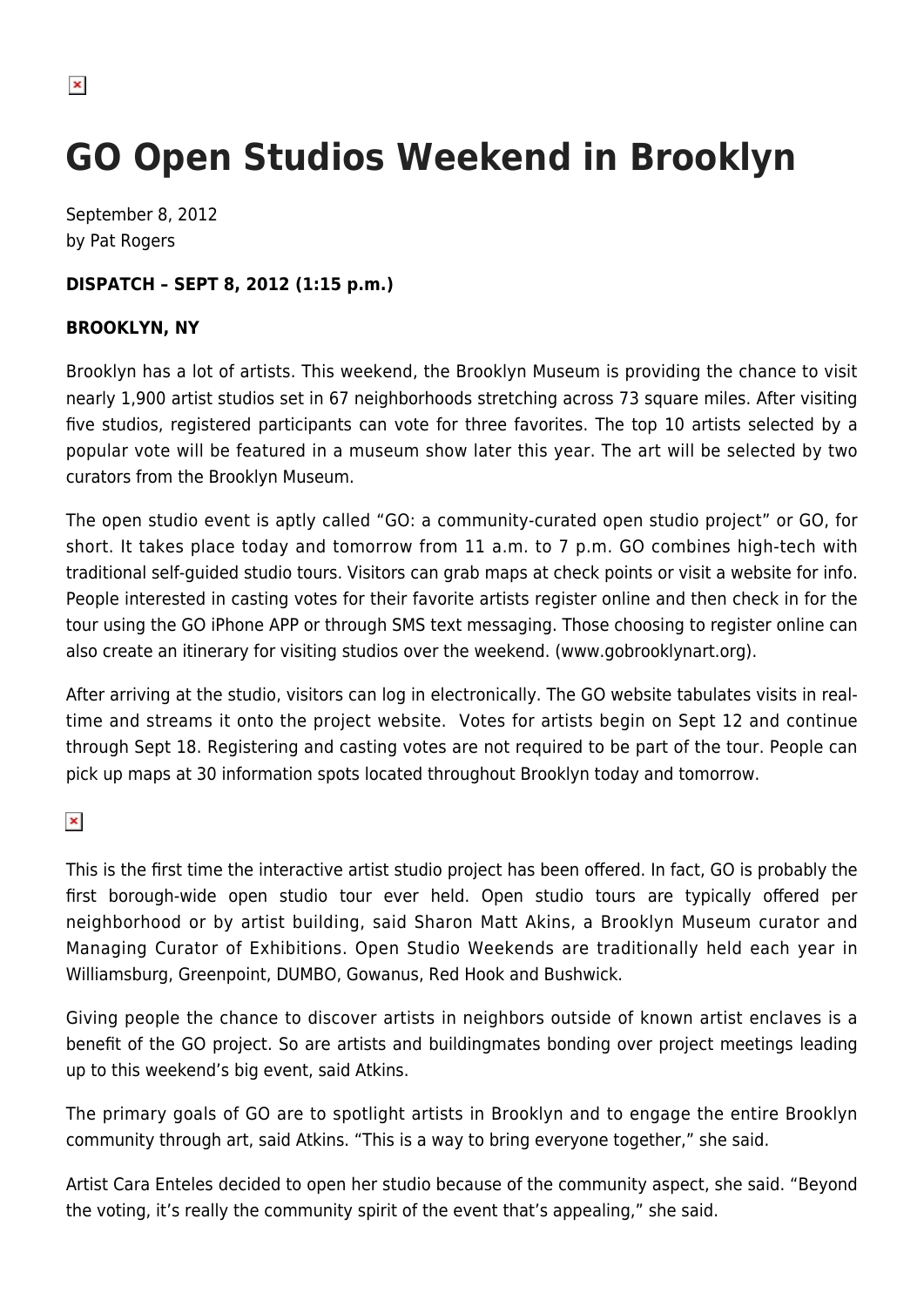# GO Open Studios Weekend in Brooklyn

September 8, 2012
by Pat Rogers

**DISPATCH – SEPT 8, 2012 (1:15 p.m.)**

**BROOKLYN, NY**

Brooklyn has a lot of artists. This weekend, the Brooklyn Museum is providing the chance to visit nearly 1,900 artist studios set in 67 neighborhoods stretching across 73 square miles. After visiting five studios, registered participants can vote for three favorites. The top 10 artists selected by a popular vote will be featured in a museum show later this year. The art will be selected by two curators from the Brooklyn Museum.

The open studio event is aptly called "GO: a community-curated open studio project" or GO, for short. It takes place today and tomorrow from 11 a.m. to 7 p.m. GO combines high-tech with traditional self-guided studio tours. Visitors can grab maps at check points or visit a website for info. People interested in casting votes for their favorite artists register online and then check in for the tour using the GO iPhone APP or through SMS text messaging. Those choosing to register online can also create an itinerary for visiting studios over the weekend. (www.gobrooklynart.org).

After arriving at the studio, visitors can log in electronically. The GO website tabulates visits in real-time and streams it onto the project website. Votes for artists begin on Sept 12 and continue through Sept 18. Registering and casting votes are not required to be part of the tour. People can pick up maps at 30 information spots located throughout Brooklyn today and tomorrow.

This is the first time the interactive artist studio project has been offered. In fact, GO is probably the first borough-wide open studio tour ever held. Open studio tours are typically offered per neighborhood or by artist building, said Sharon Matt Akins, a Brooklyn Museum curator and Managing Curator of Exhibitions. Open Studio Weekends are traditionally held each year in Williamsburg, Greenpoint, DUMBO, Gowanus, Red Hook and Bushwick.

Giving people the chance to discover artists in neighbors outside of known artist enclaves is a benefit of the GO project. So are artists and buildingmates bonding over project meetings leading up to this weekend's big event, said Atkins.

The primary goals of GO are to spotlight artists in Brooklyn and to engage the entire Brooklyn community through art, said Atkins. "This is a way to bring everyone together," she said.

Artist Cara Enteles decided to open her studio because of the community aspect, she said. "Beyond the voting, it's really the community spirit of the event that's appealing," she said.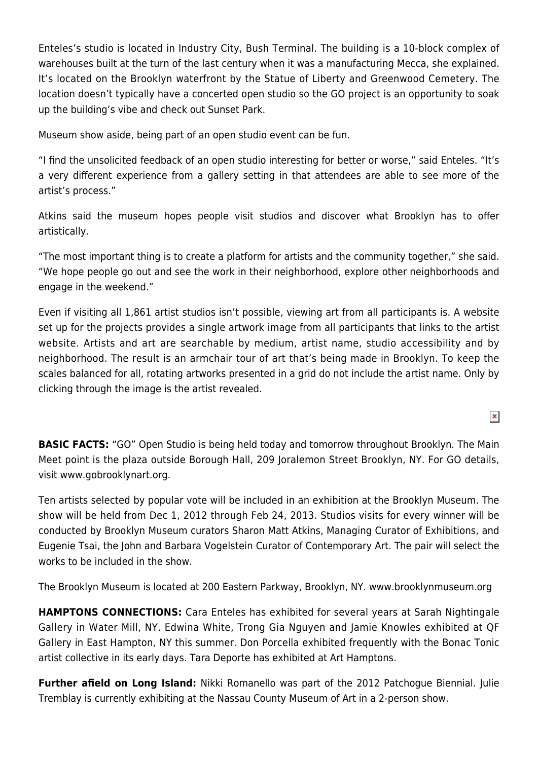Enteles's studio is located in Industry City, Bush Terminal. The building is a 10-block complex of warehouses built at the turn of the last century when it was a manufacturing Mecca, she explained. It's located on the Brooklyn waterfront by the Statue of Liberty and Greenwood Cemetery. The location doesn't typically have a concerted open studio so the GO project is an opportunity to soak up the building's vibe and check out Sunset Park.

Museum show aside, being part of an open studio event can be fun.

"I find the unsolicited feedback of an open studio interesting for better or worse," said Enteles. "It's a very different experience from a gallery setting in that attendees are able to see more of the artist's process."

Atkins said the museum hopes people visit studios and discover what Brooklyn has to offer artistically.

"The most important thing is to create a platform for artists and the community together," she said. "We hope people go out and see the work in their neighborhood, explore other neighborhoods and engage in the weekend."

Even if visiting all 1,861 artist studios isn't possible, viewing art from all participants is. A website set up for the projects provides a single artwork image from all participants that links to the artist website. Artists and art are searchable by medium, artist name, studio accessibility and by neighborhood. The result is an armchair tour of art that's being made in Brooklyn. To keep the scales balanced for all, rotating artworks presented in a grid do not include the artist name. Only by clicking through the image is the artist revealed.

**BASIC FACTS:** "GO" Open Studio is being held today and tomorrow throughout Brooklyn. The Main Meet point is the plaza outside Borough Hall, 209 Joralemon Street Brooklyn, NY. For GO details, visit www.gobrooklynart.org.

Ten artists selected by popular vote will be included in an exhibition at the Brooklyn Museum. The show will be held from Dec 1, 2012 through Feb 24, 2013. Studios visits for every winner will be conducted by Brooklyn Museum curators Sharon Matt Atkins, Managing Curator of Exhibitions, and Eugenie Tsai, the John and Barbara Vogelstein Curator of Contemporary Art. The pair will select the works to be included in the show.

The Brooklyn Museum is located at 200 Eastern Parkway, Brooklyn, NY. www.brooklynmuseum.org

**HAMPTONS CONNECTIONS:** Cara Enteles has exhibited for several years at Sarah Nightingale Gallery in Water Mill, NY. Edwina White, Trong Gia Nguyen and Jamie Knowles exhibited at QF Gallery in East Hampton, NY this summer. Don Porcella exhibited frequently with the Bonac Tonic artist collective in its early days. Tara Deporte has exhibited at Art Hamptons.

**Further afield on Long Island:** Nikki Romanello was part of the 2012 Patchogue Biennial. Julie Tremblay is currently exhibiting at the Nassau County Museum of Art in a 2-person show.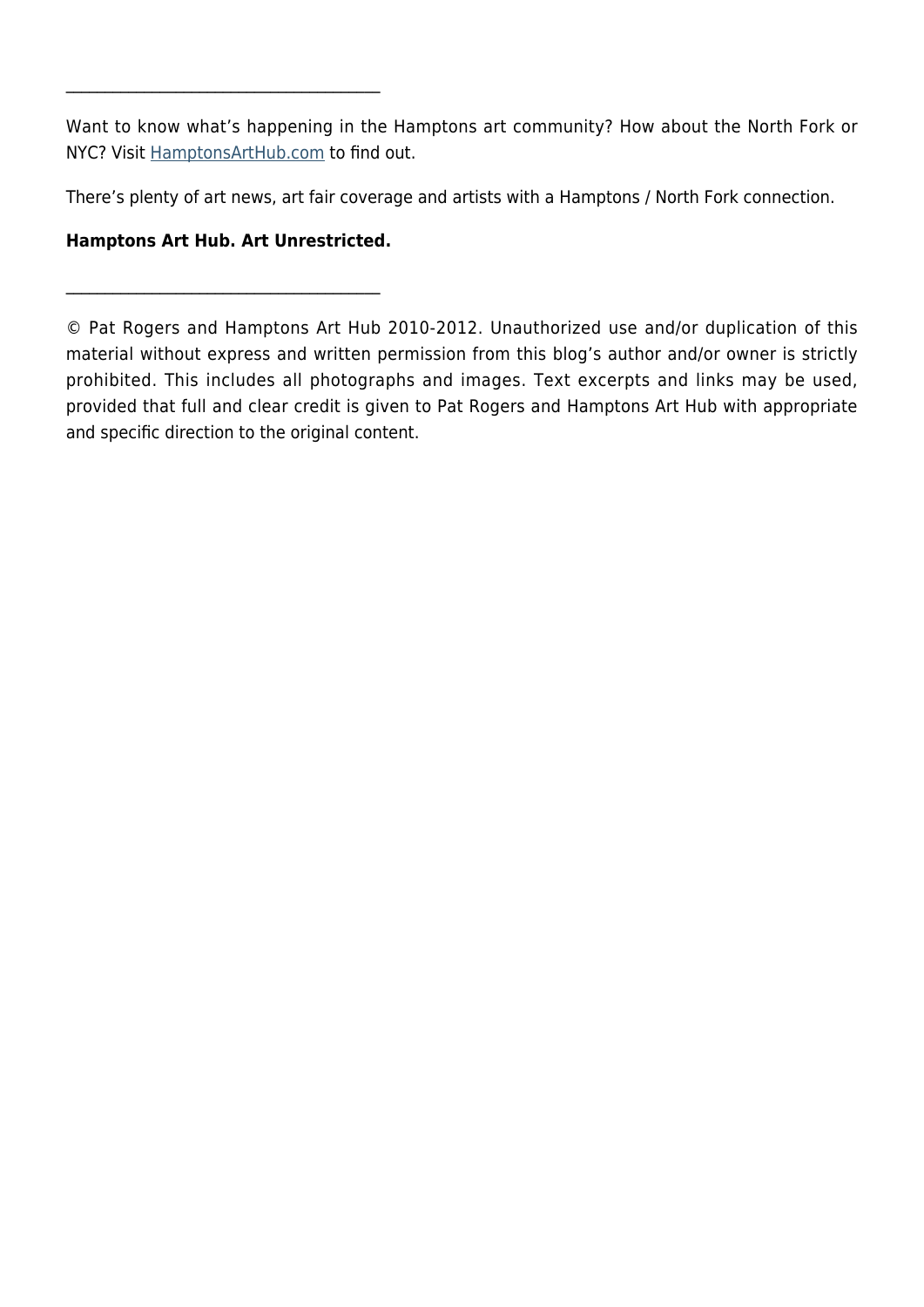\_\_\_\_\_\_\_\_\_\_\_\_\_\_\_\_\_\_\_\_\_\_\_\_\_\_\_\_\_\_\_\_\_\_\_\_\_\_\_\_\_\_

Want to know what's happening in the Hamptons art community? How about the North Fork or NYC? Visit [HamptonsArtHub.com](HamptonsArtHub.com) to find out.

There's plenty of art news, art fair coverage and artists with a Hamptons / North Fork connection.

**Hamptons Art Hub. Art Unrestricted.**

\_\_\_\_\_\_\_\_\_\_\_\_\_\_\_\_\_\_\_\_\_\_\_\_\_\_\_\_\_\_\_\_\_\_\_\_\_\_\_\_\_\_

© Pat Rogers and Hamptons Art Hub 2010-2012. Unauthorized use and/or duplication of this material without express and written permission from this blog's author and/or owner is strictly prohibited. This includes all photographs and images. Text excerpts and links may be used, provided that full and clear credit is given to Pat Rogers and Hamptons Art Hub with appropriate and specific direction to the original content.